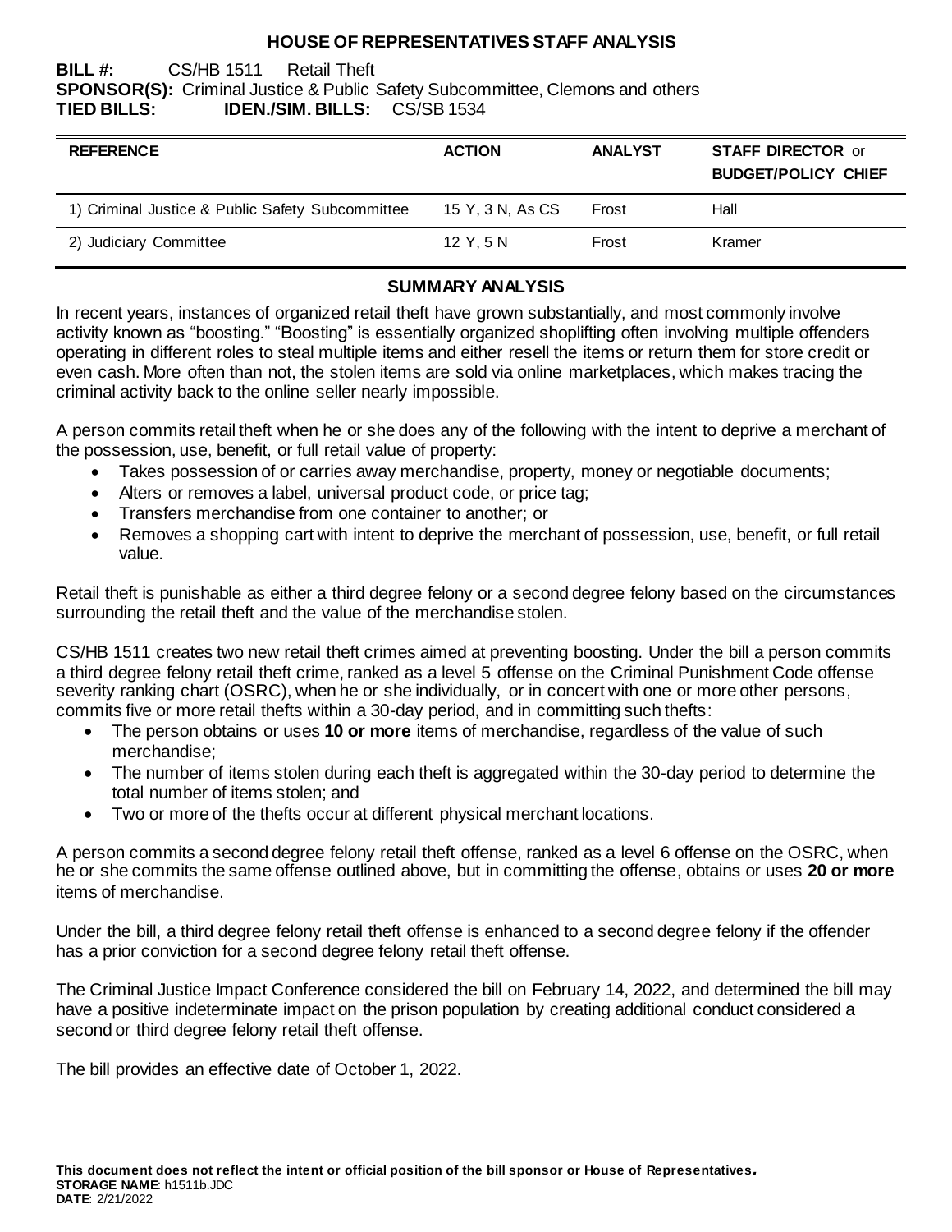# HOUSE OF REPRESENTATIVES STAFF ANALYSIS

**BILL #:** CS/HB 1511 Retail Theft
**SPONSOR(S):** Criminal Justice & Public Safety Subcommittee, Clemons and others
**TIED BILLS:** **IDEN./SIM. BILLS:** CS/SB 1534

| REFERENCE | ACTION | ANALYST | STAFF DIRECTOR or BUDGET/POLICY CHIEF |
|---|---|---|---|
| 1) Criminal Justice & Public Safety Subcommittee | 15 Y, 3 N, As CS | Frost | Hall |
| 2) Judiciary Committee | 12 Y, 5 N | Frost | Kramer |

## SUMMARY ANALYSIS

In recent years, instances of organized retail theft have grown substantially, and most commonly involve activity known as "boosting." "Boosting" is essentially organized shoplifting often involving multiple offenders operating in different roles to steal multiple items and either resell the items or return them for store credit or even cash. More often than not, the stolen items are sold via online marketplaces, which makes tracing the criminal activity back to the online seller nearly impossible.

A person commits retail theft when he or she does any of the following with the intent to deprive a merchant of the possession, use, benefit, or full retail value of property:

- Takes possession of or carries away merchandise, property, money or negotiable documents;
- Alters or removes a label, universal product code, or price tag;
- Transfers merchandise from one container to another; or
- Removes a shopping cart with intent to deprive the merchant of possession, use, benefit, or full retail value.

Retail theft is punishable as either a third degree felony or a second degree felony based on the circumstances surrounding the retail theft and the value of the merchandise stolen.

CS/HB 1511 creates two new retail theft crimes aimed at preventing boosting. Under the bill a person commits a third degree felony retail theft crime, ranked as a level 5 offense on the Criminal Punishment Code offense severity ranking chart (OSRC), when he or she individually, or in concert with one or more other persons, commits five or more retail thefts within a 30-day period, and in committing such thefts:

- The person obtains or uses **10 or more** items of merchandise, regardless of the value of such merchandise;
- The number of items stolen during each theft is aggregated within the 30-day period to determine the total number of items stolen; and
- Two or more of the thefts occur at different physical merchant locations.

A person commits a second degree felony retail theft offense, ranked as a level 6 offense on the OSRC, when he or she commits the same offense outlined above, but in committing the offense, obtains or uses **20 or more** items of merchandise.

Under the bill, a third degree felony retail theft offense is enhanced to a second degree felony if the offender has a prior conviction for a second degree felony retail theft offense.

The Criminal Justice Impact Conference considered the bill on February 14, 2022, and determined the bill may have a positive indeterminate impact on the prison population by creating additional conduct considered a second or third degree felony retail theft offense.

The bill provides an effective date of October 1, 2022.

**This document does not reflect the intent or official position of the bill sponsor or House of Representatives.**
**STORAGE NAME**: h1511b.JDC
**DATE**: 2/21/2022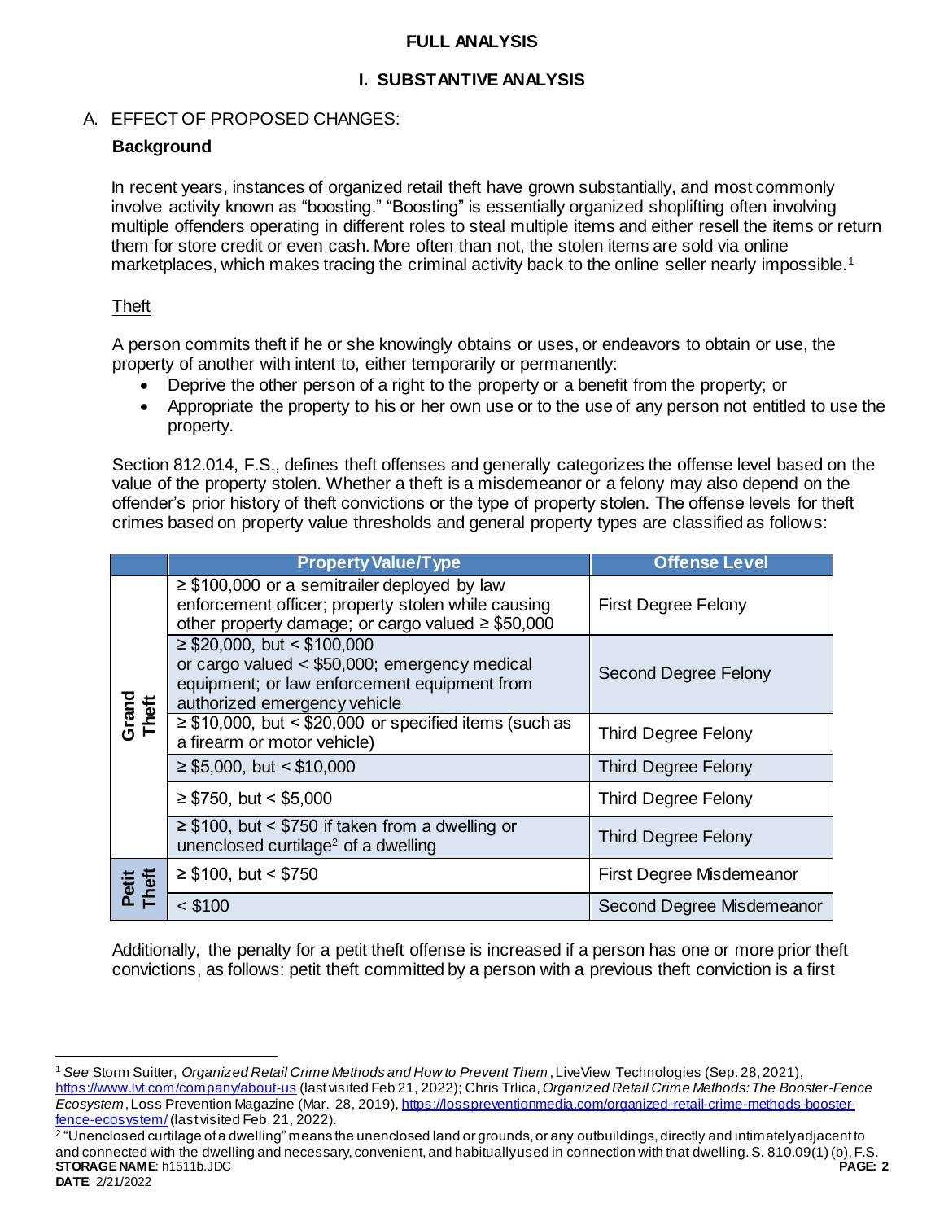# FULL ANALYSIS

## I. SUBSTANTIVE ANALYSIS

### A. EFFECT OF PROPOSED CHANGES:

**Background**

In recent years, instances of organized retail theft have grown substantially, and most commonly involve activity known as "boosting." "Boosting" is essentially organized shoplifting often involving multiple offenders operating in different roles to steal multiple items and either resell the items or return them for store credit or even cash. More often than not, the stolen items are sold via online marketplaces, which makes tracing the criminal activity back to the online seller nearly impossible.[1]

Theft

A person commits theft if he or she knowingly obtains or uses, or endeavors to obtain or use, the property of another with intent to, either temporarily or permanently:

- Deprive the other person of a right to the property or a benefit from the property; or
- Appropriate the property to his or her own use or to the use of any person not entitled to use the property.

Section 812.014, F.S., defines theft offenses and generally categorizes the offense level based on the value of the property stolen. Whether a theft is a misdemeanor or a felony may also depend on the offender's prior history of theft convictions or the type of property stolen. The offense levels for theft crimes based on property value thresholds and general property types are classified as follows:

| | Property Value/Type | Offense Level |
|---|---|---|
| Grand Theft | ≥ \$100,000 or a semitrailer deployed by law enforcement officer; property stolen while causing other property damage; or cargo valued ≥ \$50,000 | First Degree Felony |
| | ≥ \$20,000, but < \$100,000 or cargo valued < \$50,000; emergency medical equipment; or law enforcement equipment from authorized emergency vehicle | Second Degree Felony |
| | ≥ \$10,000, but < \$20,000 or specified items (such as a firearm or motor vehicle) | Third Degree Felony |
| | ≥ \$5,000, but < \$10,000 | Third Degree Felony |
| | ≥ \$750, but < \$5,000 | Third Degree Felony |
| | ≥ \$100, but < \$750 if taken from a dwelling or unenclosed curtilage[2] of a dwelling | Third Degree Felony |
| Petit Theft | ≥ \$100, but < \$750 | First Degree Misdemeanor |
| | < \$100 | Second Degree Misdemeanor |

Additionally, the penalty for a petit theft offense is increased if a person has one or more prior theft convictions, as follows: petit theft committed by a person with a previous theft conviction is a first

---

[1] *See* Storm Suitter, *Organized Retail Crime Methods and How to Prevent Them*, LiveView Technologies (Sep. 28, 2021), https://www.lvt.com/company/about-us (last visited Feb 21, 2022); Chris Trlica, *Organized Retail Crime Methods: The Booster-Fence Ecosystem*, Loss Prevention Magazine (Mar. 28, 2019), https://losspreventionmedia.com/organized-retail-crime-methods-booster-fence-ecosystem/ (last visited Feb. 21, 2022).

[2] "Unenclosed curtilage of a dwelling" means the unenclosed land or grounds, or any outbuildings, directly and intimately adjacent to and connected with the dwelling and necessary, convenient, and habitually used in connection with that dwelling. S. 810.09(1)(b), F.S.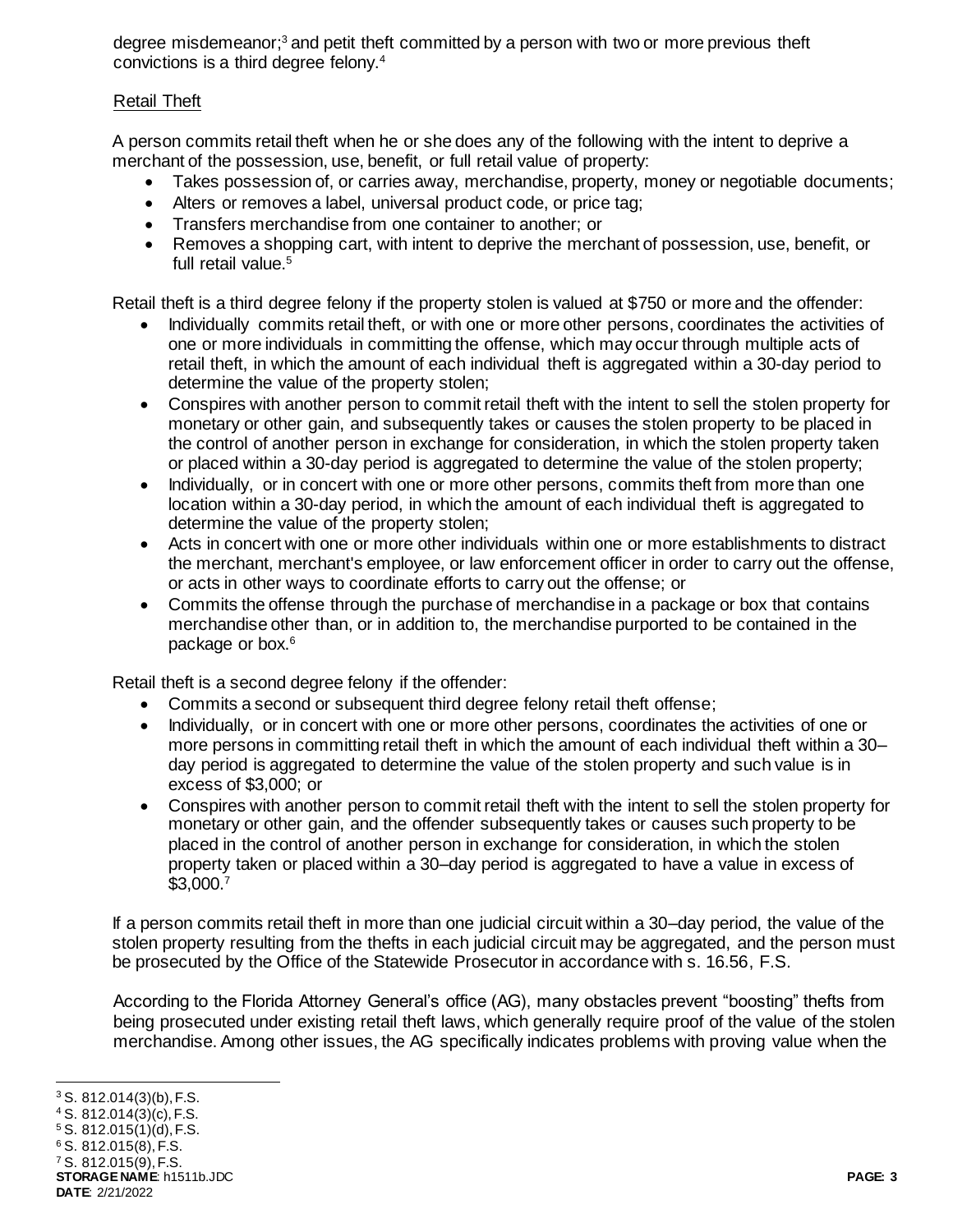degree misdemeanor;[3] and petit theft committed by a person with two or more previous theft convictions is a third degree felony.[4]

Retail Theft

A person commits retail theft when he or she does any of the following with the intent to deprive a merchant of the possession, use, benefit, or full retail value of property:

- Takes possession of, or carries away, merchandise, property, money or negotiable documents;
- Alters or removes a label, universal product code, or price tag;
- Transfers merchandise from one container to another; or
- Removes a shopping cart, with intent to deprive the merchant of possession, use, benefit, or full retail value.[5]

Retail theft is a third degree felony if the property stolen is valued at $750 or more and the offender:

- Individually commits retail theft, or with one or more other persons, coordinates the activities of one or more individuals in committing the offense, which may occur through multiple acts of retail theft, in which the amount of each individual theft is aggregated within a 30-day period to determine the value of the property stolen;
- Conspires with another person to commit retail theft with the intent to sell the stolen property for monetary or other gain, and subsequently takes or causes the stolen property to be placed in the control of another person in exchange for consideration, in which the stolen property taken or placed within a 30-day period is aggregated to determine the value of the stolen property;
- Individually, or in concert with one or more other persons, commits theft from more than one location within a 30-day period, in which the amount of each individual theft is aggregated to determine the value of the property stolen;
- Acts in concert with one or more other individuals within one or more establishments to distract the merchant, merchant's employee, or law enforcement officer in order to carry out the offense, or acts in other ways to coordinate efforts to carry out the offense; or
- Commits the offense through the purchase of merchandise in a package or box that contains merchandise other than, or in addition to, the merchandise purported to be contained in the package or box.[6]

Retail theft is a second degree felony if the offender:

- Commits a second or subsequent third degree felony retail theft offense;
- Individually, or in concert with one or more other persons, coordinates the activities of one or more persons in committing retail theft in which the amount of each individual theft within a 30–day period is aggregated to determine the value of the stolen property and such value is in excess of $3,000; or
- Conspires with another person to commit retail theft with the intent to sell the stolen property for monetary or other gain, and the offender subsequently takes or causes such property to be placed in the control of another person in exchange for consideration, in which the stolen property taken or placed within a 30–day period is aggregated to have a value in excess of $3,000.[7]

If a person commits retail theft in more than one judicial circuit within a 30–day period, the value of the stolen property resulting from the thefts in each judicial circuit may be aggregated, and the person must be prosecuted by the Office of the Statewide Prosecutor in accordance with s. 16.56, F.S.

According to the Florida Attorney General's office (AG), many obstacles prevent "boosting" thefts from being prosecuted under existing retail theft laws, which generally require proof of the value of the stolen merchandise. Among other issues, the AG specifically indicates problems with proving value when the

---

[3] S. 812.014(3)(b), F.S.

[4] S. 812.014(3)(c), F.S.

[5] S. 812.015(1)(d), F.S.

[6] S. 812.015(8), F.S.

[7] S. 812.015(9), F.S.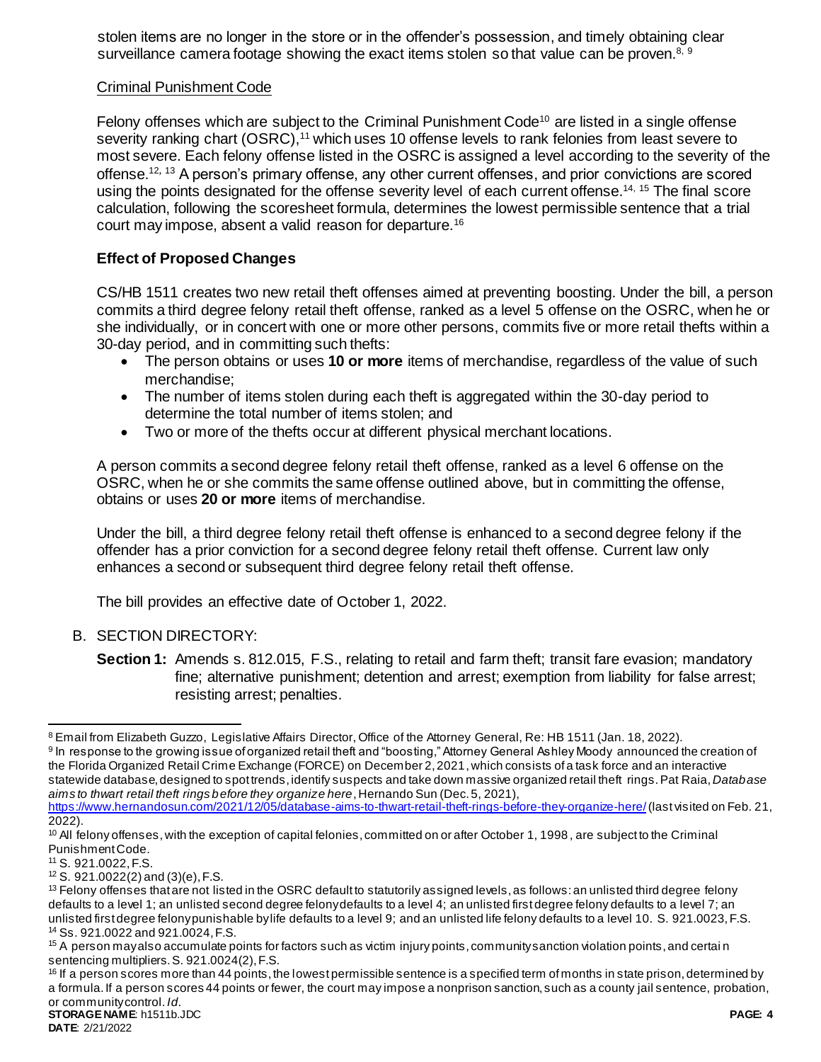stolen items are no longer in the store or in the offender's possession, and timely obtaining clear surveillance camera footage showing the exact items stolen so that value can be proven.[8, 9]

Criminal Punishment Code

Felony offenses which are subject to the Criminal Punishment Code[10] are listed in a single offense severity ranking chart (OSRC),[11] which uses 10 offense levels to rank felonies from least severe to most severe. Each felony offense listed in the OSRC is assigned a level according to the severity of the offense.[12, 13] A person's primary offense, any other current offenses, and prior convictions are scored using the points designated for the offense severity level of each current offense.[14, 15] The final score calculation, following the scoresheet formula, determines the lowest permissible sentence that a trial court may impose, absent a valid reason for departure.[16]

### Effect of Proposed Changes

CS/HB 1511 creates two new retail theft offenses aimed at preventing boosting. Under the bill, a person commits a third degree felony retail theft offense, ranked as a level 5 offense on the OSRC, when he or she individually, or in concert with one or more other persons, commits five or more retail thefts within a 30-day period, and in committing such thefts:

- The person obtains or uses **10 or more** items of merchandise, regardless of the value of such merchandise;
- The number of items stolen during each theft is aggregated within the 30-day period to determine the total number of items stolen; and
- Two or more of the thefts occur at different physical merchant locations.

A person commits a second degree felony retail theft offense, ranked as a level 6 offense on the OSRC, when he or she commits the same offense outlined above, but in committing the offense, obtains or uses **20 or more** items of merchandise.

Under the bill, a third degree felony retail theft offense is enhanced to a second degree felony if the offender has a prior conviction for a second degree felony retail theft offense. Current law only enhances a second or subsequent third degree felony retail theft offense.

The bill provides an effective date of October 1, 2022.

B. SECTION DIRECTORY:

**Section 1:** Amends s. 812.015, F.S., relating to retail and farm theft; transit fare evasion; mandatory fine; alternative punishment; detention and arrest; exemption from liability for false arrest; resisting arrest; penalties.

---

[8] Email from Elizabeth Guzzo, Legislative Affairs Director, Office of the Attorney General, Re: HB 1511 (Jan. 18, 2022).

[9] In response to the growing issue of organized retail theft and "boosting," Attorney General Ashley Moody announced the creation of the Florida Organized Retail Crime Exchange (FORCE) on December 2, 2021, which consists of a task force and an interactive statewide database, designed to spot trends, identify suspects and take down massive organized retail theft rings. Pat Raia, *Database aims to thwart retail theft rings before they organize here*, Hernando Sun (Dec. 5, 2021), https://www.hernandosun.com/2021/12/05/database-aims-to-thwart-retail-theft-rings-before-they-organize-here/ (last visited on Feb. 21, 2022).

[10] All felony offenses, with the exception of capital felonies, committed on or after October 1, 1998, are subject to the Criminal Punishment Code.

[11] S. 921.0022, F.S.

[12] S. 921.0022(2) and (3)(e), F.S.

[13] Felony offenses that are not listed in the OSRC default to statutorily assigned levels, as follows: an unlisted third degree felony defaults to a level 1; an unlisted second degree felony defaults to a level 4; an unlisted first degree felony defaults to a level 7; an unlisted first degree felony punishable by life defaults to a level 9; and an unlisted life felony defaults to a level 10. S. 921.0023, F.S.

[14] Ss. 921.0022 and 921.0024, F.S.

[15] A person may also accumulate points for factors such as victim injury points, community sanction violation points, and certain sentencing multipliers. S. 921.0024(2), F.S.

[16] If a person scores more than 44 points, the lowest permissible sentence is a specified term of months in state prison, determined by a formula. If a person scores 44 points or fewer, the court may impose a nonprison sanction, such as a county jail sentence, probation, or community control. *Id*.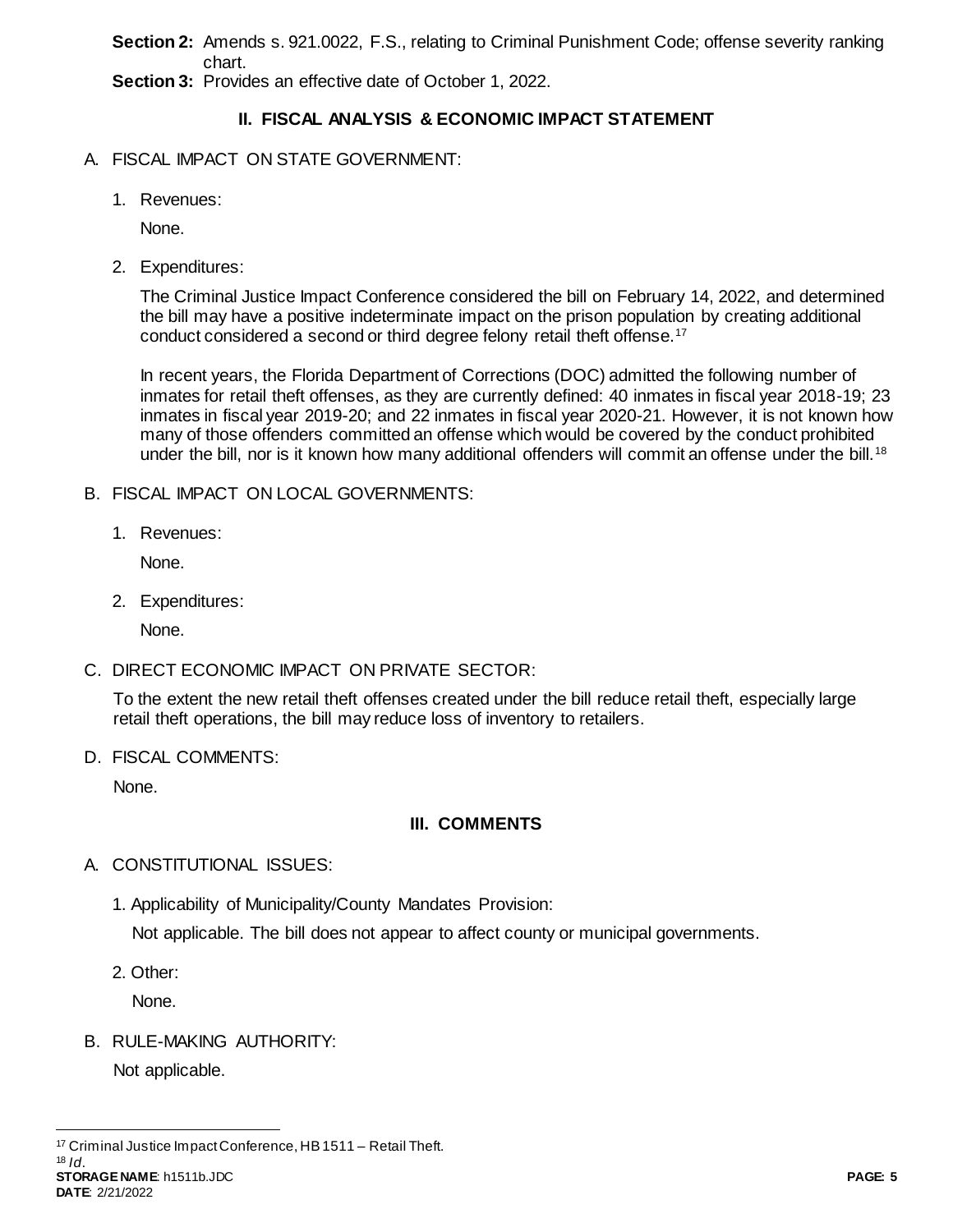**Section 2:** Amends s. 921.0022, F.S., relating to Criminal Punishment Code; offense severity ranking chart.

**Section 3:** Provides an effective date of October 1, 2022.

## II. FISCAL ANALYSIS & ECONOMIC IMPACT STATEMENT

A. FISCAL IMPACT ON STATE GOVERNMENT:

1. Revenues:

   None.

2. Expenditures:

   The Criminal Justice Impact Conference considered the bill on February 14, 2022, and determined the bill may have a positive indeterminate impact on the prison population by creating additional conduct considered a second or third degree felony retail theft offense.[17]

   In recent years, the Florida Department of Corrections (DOC) admitted the following number of inmates for retail theft offenses, as they are currently defined: 40 inmates in fiscal year 2018-19; 23 inmates in fiscal year 2019-20; and 22 inmates in fiscal year 2020-21. However, it is not known how many of those offenders committed an offense which would be covered by the conduct prohibited under the bill, nor is it known how many additional offenders will commit an offense under the bill.[18]

B. FISCAL IMPACT ON LOCAL GOVERNMENTS:

1. Revenues:

   None.

2. Expenditures:

   None.

C. DIRECT ECONOMIC IMPACT ON PRIVATE SECTOR:

   To the extent the new retail theft offenses created under the bill reduce retail theft, especially large retail theft operations, the bill may reduce loss of inventory to retailers.

D. FISCAL COMMENTS:

   None.

## III. COMMENTS

A. CONSTITUTIONAL ISSUES:

1. Applicability of Municipality/County Mandates Provision:

   Not applicable. The bill does not appear to affect county or municipal governments.

2. Other:

   None.

B. RULE-MAKING AUTHORITY:

   Not applicable.

---

[17] Criminal Justice Impact Conference, HB 1511 – Retail Theft.

[18] *Id*.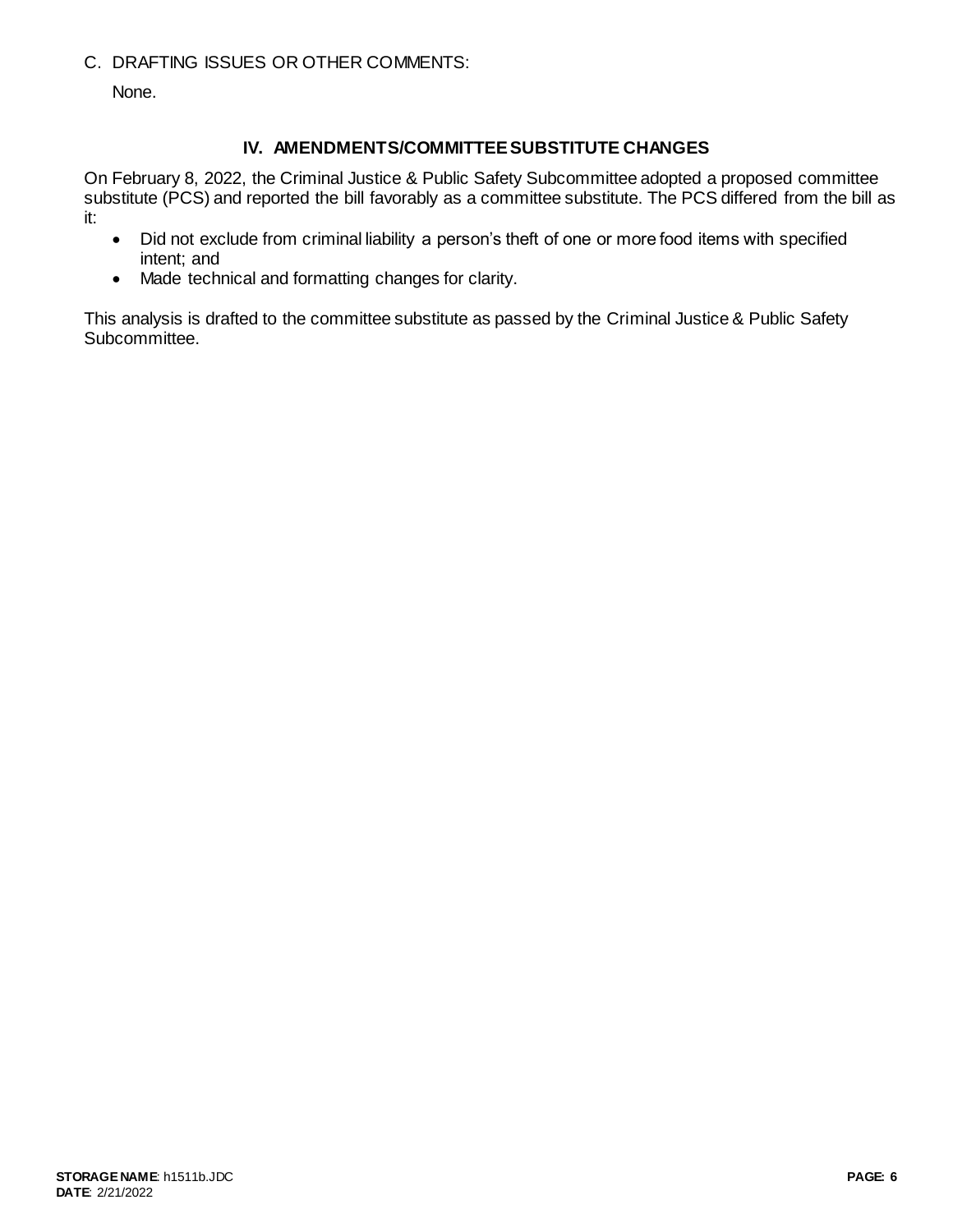C. DRAFTING ISSUES OR OTHER COMMENTS:

None.

## IV. AMENDMENTS/COMMITTEE SUBSTITUTE CHANGES

On February 8, 2022, the Criminal Justice & Public Safety Subcommittee adopted a proposed committee substitute (PCS) and reported the bill favorably as a committee substitute. The PCS differed from the bill as it:

- Did not exclude from criminal liability a person's theft of one or more food items with specified intent; and
- Made technical and formatting changes for clarity.

This analysis is drafted to the committee substitute as passed by the Criminal Justice & Public Safety Subcommittee.

**STORAGE NAME**: h1511b.JDC
**DATE**: 2/21/2022